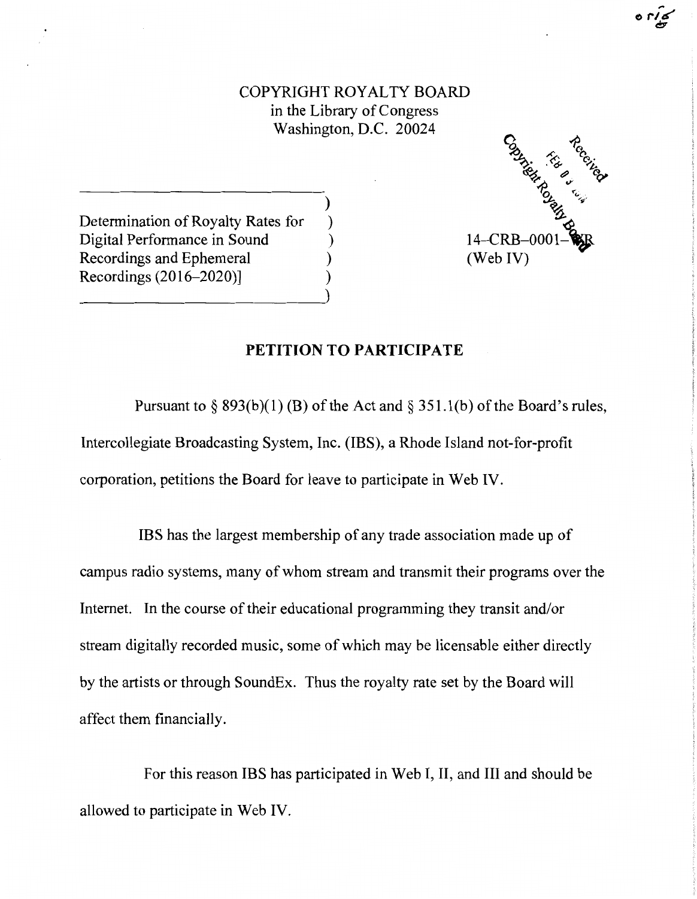COPYRIGHT ROYALTY BOARD
in the Library of Congress
Washington, D.C. 20024

Determination of Royalty Rates for Digital Performance in Sound Recordings and Ephemeral Recordings (2016–2020)]

14–CRB–0001–WR
(Web IV)

## PETITION TO PARTICIPATE

Pursuant to § 893(b)(1) (B) of the Act and § 351.1(b) of the Board's rules, Intercollegiate Broadcasting System, Inc. (IBS), a Rhode Island not-for-profit corporation, petitions the Board for leave to participate in Web IV.

IBS has the largest membership of any trade association made up of campus radio systems, many of whom stream and transmit their programs over the Internet. In the course of their educational programming they transit and/or stream digitally recorded music, some of which may be licensable either directly by the artists or through SoundEx. Thus the royalty rate set by the Board will affect them financially.

For this reason IBS has participated in Web I, II, and III and should be allowed to participate in Web IV.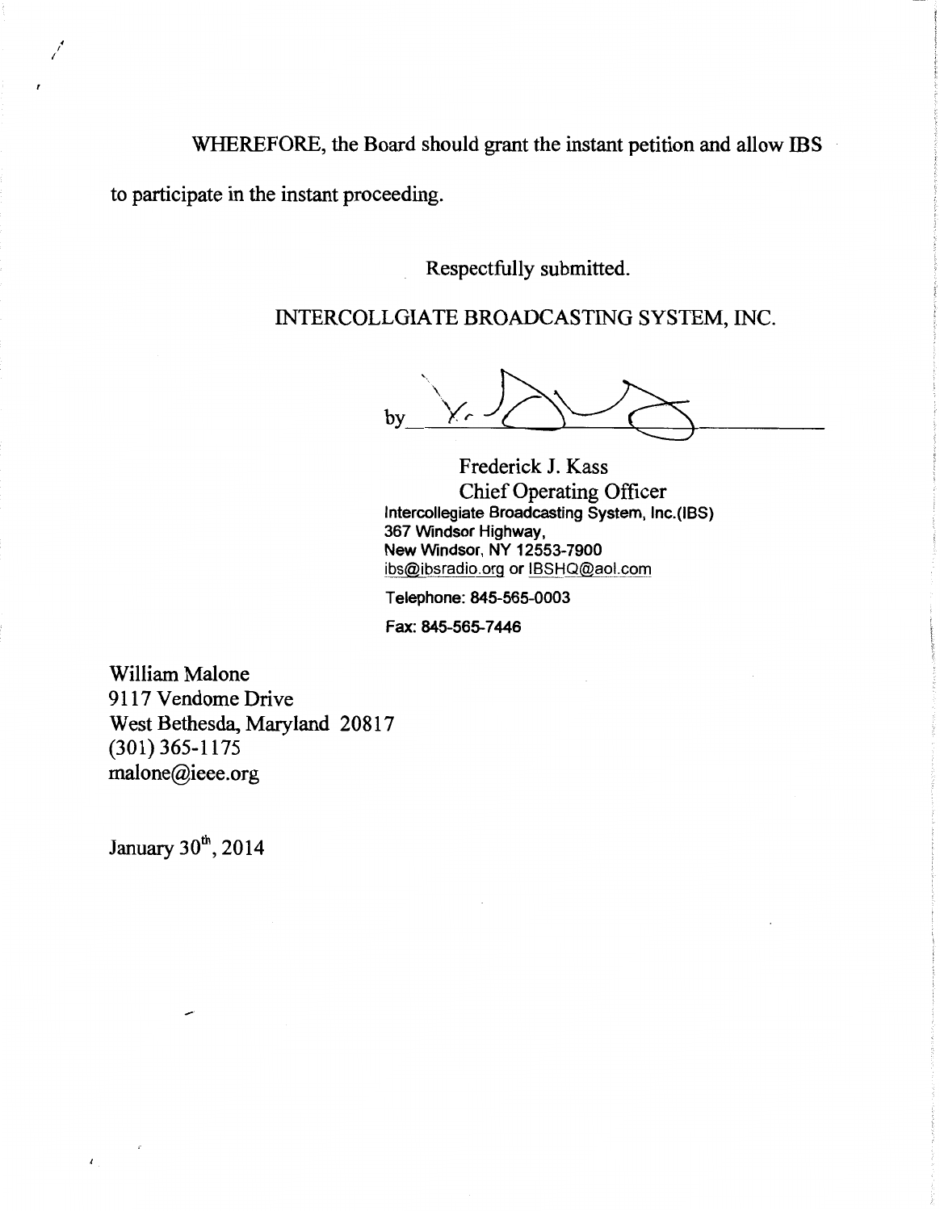WHEREFORE, the Board should grant the instant petition and allow IBS to participate in the instant proceeding.

Respectfully submitted.

INTERCOLLGIATE BROADCASTING SYSTEM, INC.

by ______________________

Frederick J. Kass
Chief Operating Officer
Intercollegiate Broadcasting System, Inc.(IBS)
367 Windsor Highway,
New Windsor, NY 12553-7900
ibs@ibsradio.org or IBSHQ@aol.com

Telephone: 845-565-0003

Fax: 845-565-7446

William Malone
9117 Vendome Drive
West Bethesda, Maryland 20817
(301) 365-1175
malone@ieee.org

January 30th, 2014